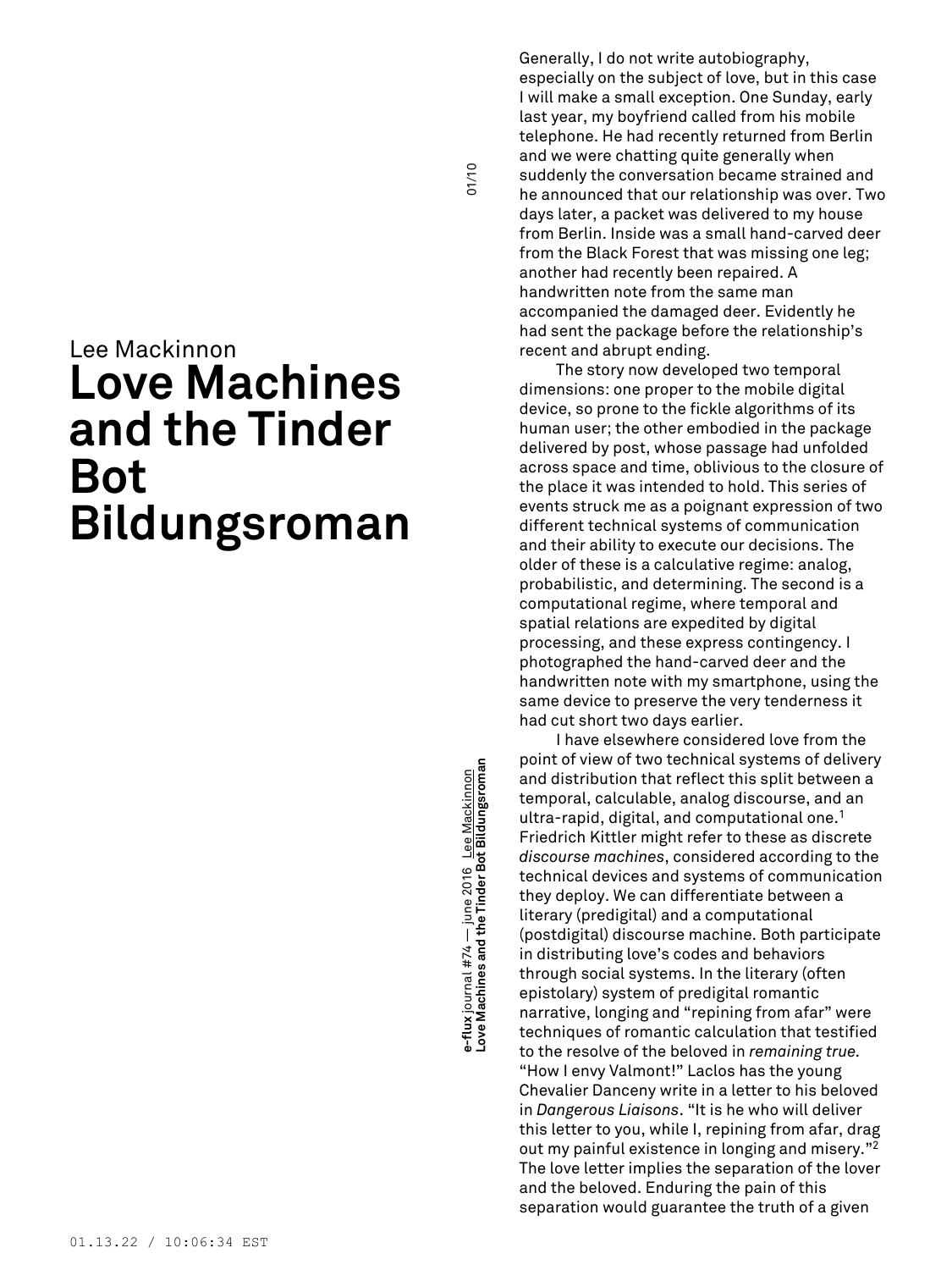Lee Mackinnon

# Love Machines and the Tinder Bot Bildungsroman

Generally, I do not write autobiography, especially on the subject of love, but in this case I will make a small exception. One Sunday, early last year, my boyfriend called from his mobile telephone. He had recently returned from Berlin and we were chatting quite generally when suddenly the conversation became strained and he announced that our relationship was over. Two days later, a packet was delivered to my house from Berlin. Inside was a small hand-carved deer from the Black Forest that was missing one leg; another had recently been repaired. A handwritten note from the same man accompanied the damaged deer. Evidently he had sent the package before the relationship's recent and abrupt ending.

The story now developed two temporal dimensions: one proper to the mobile digital device, so prone to the fickle algorithms of its human user; the other embodied in the package delivered by post, whose passage had unfolded across space and time, oblivious to the closure of the place it was intended to hold. This series of events struck me as a poignant expression of two different technical systems of communication and their ability to execute our decisions. The older of these is a calculative regime: analog, probabilistic, and determining. The second is a computational regime, where temporal and spatial relations are expedited by digital processing, and these express contingency. I photographed the hand-carved deer and the handwritten note with my smartphone, using the same device to preserve the very tenderness it had cut short two days earlier.

I have elsewhere considered love from the point of view of two technical systems of delivery and distribution that reflect this split between a temporal, calculable, analog discourse, and an ultra-rapid, digital, and computational one.[1] Friedrich Kittler might refer to these as discrete *discourse machines*, considered according to the technical devices and systems of communication they deploy. We can differentiate between a literary (predigital) and a computational (postdigital) discourse machine. Both participate in distributing love's codes and behaviors through social systems. In the literary (often epistolary) system of predigital romantic narrative, longing and "repining from afar" were techniques of romantic calculation that testified to the resolve of the beloved in *remaining true.* "How I envy Valmont!" Laclos has the young Chevalier Danceny write in a letter to his beloved in *Dangerous Liaisons*. "It is he who will deliver this letter to you, while I, repining from afar, drag out my painful existence in longing and misery."[2] The love letter implies the separation of the lover and the beloved. Enduring the pain of this separation would guarantee the truth of a given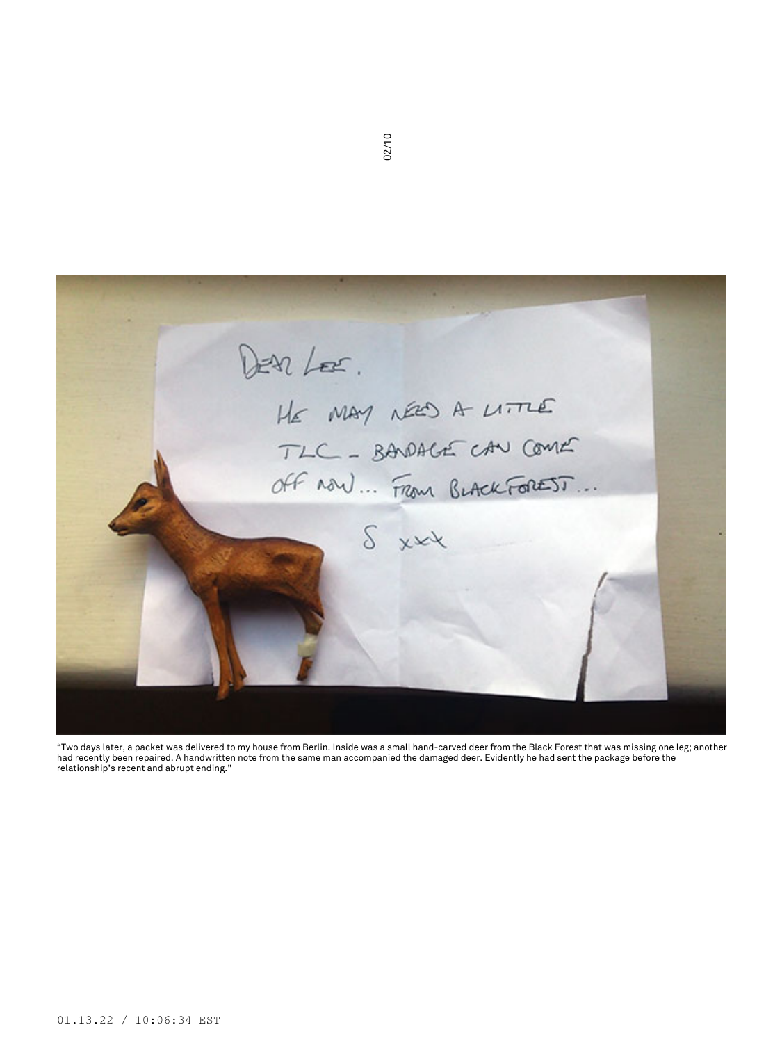"Two days later, a packet was delivered to my house from Berlin. Inside was a small hand-carved deer from the Black Forest that was missing one leg; another had recently been repaired. A handwritten note from the same man accompanied the damaged deer. Evidently he had sent the package before the relationship's recent and abrupt ending."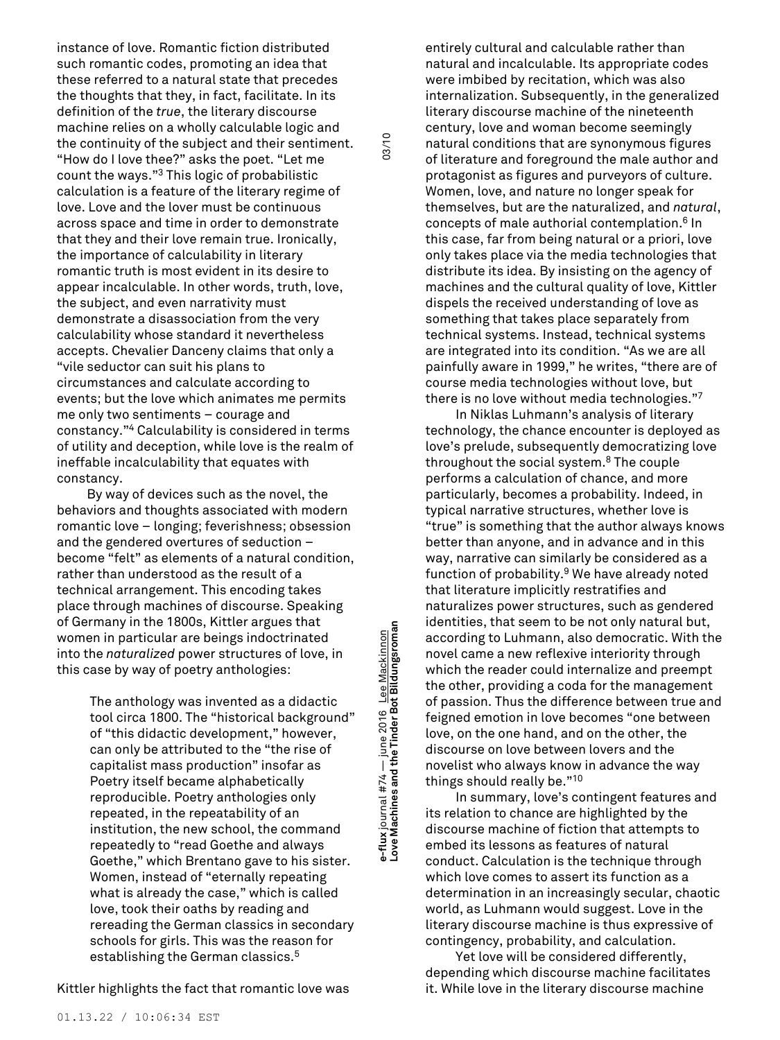instance of love. Romantic fiction distributed such romantic codes, promoting an idea that these referred to a natural state that precedes the thoughts that they, in fact, facilitate. In its definition of the *true*, the literary discourse machine relies on a wholly calculable logic and the continuity of the subject and their sentiment. "How do I love thee?" asks the poet. "Let me count the ways."[3] This logic of probabilistic calculation is a feature of the literary regime of love. Love and the lover must be continuous across space and time in order to demonstrate that they and their love remain true. Ironically, the importance of calculability in literary romantic truth is most evident in its desire to appear incalculable. In other words, truth, love, the subject, and even narrativity must demonstrate a disassociation from the very calculability whose standard it nevertheless accepts. Chevalier Danceny claims that only a "vile seductor can suit his plans to circumstances and calculate according to events; but the love which animates me permits me only two sentiments – courage and constancy."[4] Calculability is considered in terms of utility and deception, while love is the realm of ineffable incalculability that equates with constancy.

By way of devices such as the novel, the behaviors and thoughts associated with modern romantic love – longing; feverishness; obsession and the gendered overtures of seduction – become "felt" as elements of a natural condition, rather than understood as the result of a technical arrangement. This encoding takes place through machines of discourse. Speaking of Germany in the 1800s, Kittler argues that women in particular are beings indoctrinated into the *naturalized* power structures of love, in this case by way of poetry anthologies:

> The anthology was invented as a didactic tool circa 1800. The "historical background" of "this didactic development," however, can only be attributed to the "the rise of capitalist mass production" insofar as Poetry itself became alphabetically reproducible. Poetry anthologies only repeated, in the repeatability of an institution, the new school, the command repeatedly to "read Goethe and always Goethe," which Brentano gave to his sister. Women, instead of "eternally repeating what is already the case," which is called love, took their oaths by reading and rereading the German classics in secondary schools for girls. This was the reason for establishing the German classics.[5]

Kittler highlights the fact that romantic love was entirely cultural and calculable rather than natural and incalculable. Its appropriate codes were imbibed by recitation, which was also internalization. Subsequently, in the generalized literary discourse machine of the nineteenth century, love and woman become seemingly natural conditions that are synonymous figures of literature and foreground the male author and protagonist as figures and purveyors of culture. Women, love, and nature no longer speak for themselves, but are the naturalized, and *natural*, concepts of male authorial contemplation.[6] In this case, far from being natural or a priori, love only takes place via the media technologies that distribute its idea. By insisting on the agency of machines and the cultural quality of love, Kittler dispels the received understanding of love as something that takes place separately from technical systems. Instead, technical systems are integrated into its condition. "As we are all painfully aware in 1999," he writes, "there are of course media technologies without love, but there is no love without media technologies."[7]

In Niklas Luhmann's analysis of literary technology, the chance encounter is deployed as love's prelude, subsequently democratizing love throughout the social system.[8] The couple performs a calculation of chance, and more particularly, becomes a probability. Indeed, in typical narrative structures, whether love is "true" is something that the author always knows better than anyone, and in advance and in this way, narrative can similarly be considered as a function of probability.[9] We have already noted that literature implicitly restratifies and naturalizes power structures, such as gendered identities, that seem to be not only natural but, according to Luhmann, also democratic. With the novel came a new reflexive interiority through which the reader could internalize and preempt the other, providing a coda for the management of passion. Thus the difference between true and feigned emotion in love becomes "one between love, on the one hand, and on the other, the discourse on love between lovers and the novelist who always know in advance the way things should really be."[10]

In summary, love's contingent features and its relation to chance are highlighted by the discourse machine of fiction that attempts to embed its lessons as features of natural conduct. Calculation is the technique through which love comes to assert its function as a determination in an increasingly secular, chaotic world, as Luhmann would suggest. Love in the literary discourse machine is thus expressive of contingency, probability, and calculation.

Yet love will be considered differently, depending which discourse machine facilitates it. While love in the literary discourse machine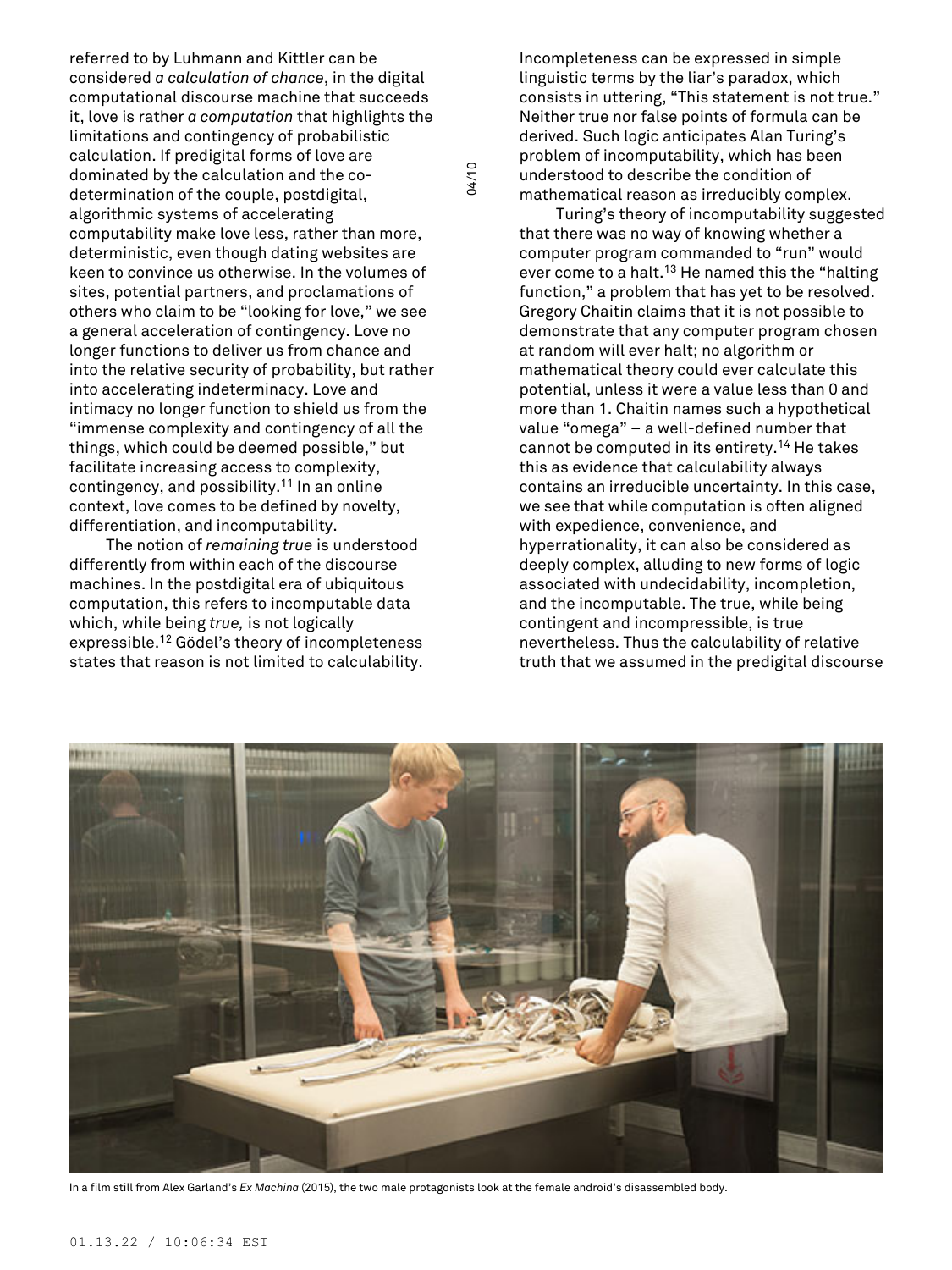referred to by Luhmann and Kittler can be considered *a calculation of chance*, in the digital computational discourse machine that succeeds it, love is rather *a computation* that highlights the limitations and contingency of probabilistic calculation. If predigital forms of love are dominated by the calculation and the co-determination of the couple, postdigital, algorithmic systems of accelerating computability make love less, rather than more, deterministic, even though dating websites are keen to convince us otherwise. In the volumes of sites, potential partners, and proclamations of others who claim to be "looking for love," we see a general acceleration of contingency. Love no longer functions to deliver us from chance and into the relative security of probability, but rather into accelerating indeterminacy. Love and intimacy no longer function to shield us from the "immense complexity and contingency of all the things, which could be deemed possible," but facilitate increasing access to complexity, contingency, and possibility.[11] In an online context, love comes to be defined by novelty, differentiation, and incomputability.

The notion of *remaining true* is understood differently from within each of the discourse machines. In the postdigital era of ubiquitous computation, this refers to incomputable data which, while being *true*, is not logically expressible.[12] Gödel's theory of incompleteness states that reason is not limited to calculability. Incompleteness can be expressed in simple linguistic terms by the liar's paradox, which consists in uttering, "This statement is not true." Neither true nor false points of formula can be derived. Such logic anticipates Alan Turing's problem of incomputability, which has been understood to describe the condition of mathematical reason as irreducibly complex.

Turing's theory of incomputability suggested that there was no way of knowing whether a computer program commanded to "run" would ever come to a halt.[13] He named this the "halting function," a problem that has yet to be resolved. Gregory Chaitin claims that it is not possible to demonstrate that any computer program chosen at random will ever halt; no algorithm or mathematical theory could ever calculate this potential, unless it were a value less than 0 and more than 1. Chaitin names such a hypothetical value "omega" – a well-defined number that cannot be computed in its entirety.[14] He takes this as evidence that calculability always contains an irreducible uncertainty. In this case, we see that while computation is often aligned with expedience, convenience, and hyperrationality, it can also be considered as deeply complex, alluding to new forms of logic associated with undecidability, incompletion, and the incomputable. The true, while being contingent and incompressible, is true nevertheless. Thus the calculability of relative truth that we assumed in the predigital discourse

In a film still from Alex Garland's *Ex Machina* (2015), the two male protagonists look at the female android's disassembled body.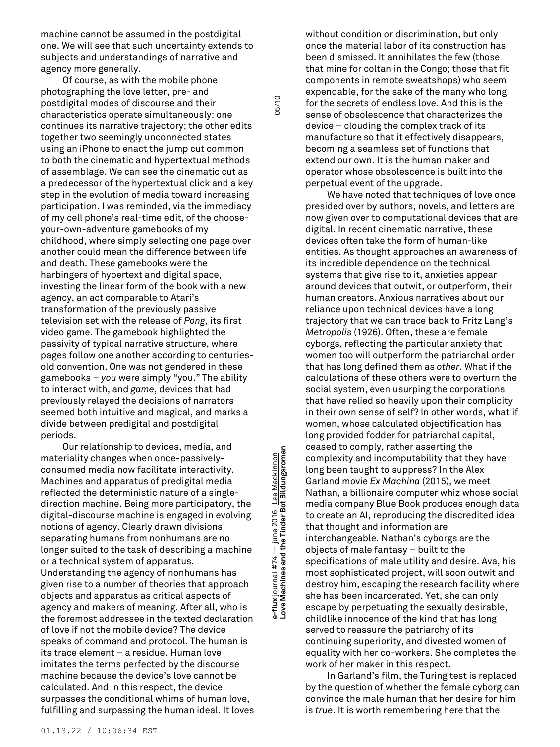machine cannot be assumed in the postdigital one. We will see that such uncertainty extends to subjects and understandings of narrative and agency more generally.

Of course, as with the mobile phone photographing the love letter, pre- and postdigital modes of discourse and their characteristics operate simultaneously: one continues its narrative trajectory; the other edits together two seemingly unconnected states using an iPhone to enact the jump cut common to both the cinematic and hypertextual methods of assemblage. We can see the cinematic cut as a predecessor of the hypertextual click and a key step in the evolution of media toward increasing participation. I was reminded, via the immediacy of my cell phone's real-time edit, of the choose-your-own-adventure gamebooks of my childhood, where simply selecting one page over another could mean the difference between life and death. These gamebooks were the harbingers of hypertext and digital space, investing the linear form of the book with a new agency, an act comparable to Atari's transformation of the previously passive television set with the release of *Pong*, its first video game. The gamebook highlighted the passivity of typical narrative structure, where pages follow one another according to centuries-old convention. One was not gendered in these gamebooks – *you* were simply "you." The ability to interact with, and *game*, devices that had previously relayed the decisions of narrators seemed both intuitive and magical, and marks a divide between predigital and postdigital periods.

Our relationship to devices, media, and materiality changes when once-passively-consumed media now facilitate interactivity. Machines and apparatus of predigital media reflected the deterministic nature of a single-direction machine. Being more participatory, the digital-discourse machine is engaged in evolving notions of agency. Clearly drawn divisions separating humans from nonhumans are no longer suited to the task of describing a machine or a technical system of apparatus. Understanding the agency of nonhumans has given rise to a number of theories that approach objects and apparatus as critical aspects of agency and makers of meaning. After all, who is the foremost addressee in the texted declaration of love if not the mobile device? The device speaks of command and protocol. The human is its trace element – a residue. Human love imitates the terms perfected by the discourse machine because the device's love cannot be calculated. And in this respect, the device surpasses the conditional whims of human love, fulfilling and surpassing the human ideal. It loves without condition or discrimination, but only once the material labor of its construction has been dismissed. It annihilates the few (those that mine for coltan in the Congo; those that fit components in remote sweatshops) who seem expendable, for the sake of the many who long for the secrets of endless love. And this is the sense of obsolescence that characterizes the device – clouding the complex track of its manufacture so that it effectively disappears, becoming a seamless set of functions that extend our own. It is the human maker and operator whose obsolescence is built into the perpetual event of the upgrade.

We have noted that techniques of love once presided over by authors, novels, and letters are now given over to computational devices that are digital. In recent cinematic narrative, these devices often take the form of human-like entities. As thought approaches an awareness of its incredible dependence on the technical systems that give rise to it, anxieties appear around devices that outwit, or outperform, their human creators. Anxious narratives about our reliance upon technical devices have a long trajectory that we can trace back to Fritz Lang's *Metropolis* (1926). Often, these are female cyborgs, reflecting the particular anxiety that women too will outperform the patriarchal order that has long defined them as *other*. What if the calculations of these others were to overturn the social system, even usurping the corporations that have relied so heavily upon their complicity in their own sense of self? In other words, what if women, whose calculated objectification has long provided fodder for patriarchal capital, ceased to comply, rather asserting the complexity and incomputability that they have long been taught to suppress? In the Alex Garland movie *Ex Machina* (2015), we meet Nathan, a billionaire computer whiz whose social media company Blue Book produces enough data to create an AI, reproducing the discredited idea that thought and information are interchangeable. Nathan's cyborgs are the objects of male fantasy – built to the specifications of male utility and desire. Ava, his most sophisticated project, will soon outwit and destroy him, escaping the research facility where she has been incarcerated. Yet, she can only escape by perpetuating the sexually desirable, childlike innocence of the kind that has long served to reassure the patriarchy of its continuing superiority, and divested women of equality with her co-workers. She completes the work of her maker in this respect.

In Garland's film, the Turing test is replaced by the question of whether the female cyborg can convince the male human that her desire for him is *true*. It is worth remembering here that the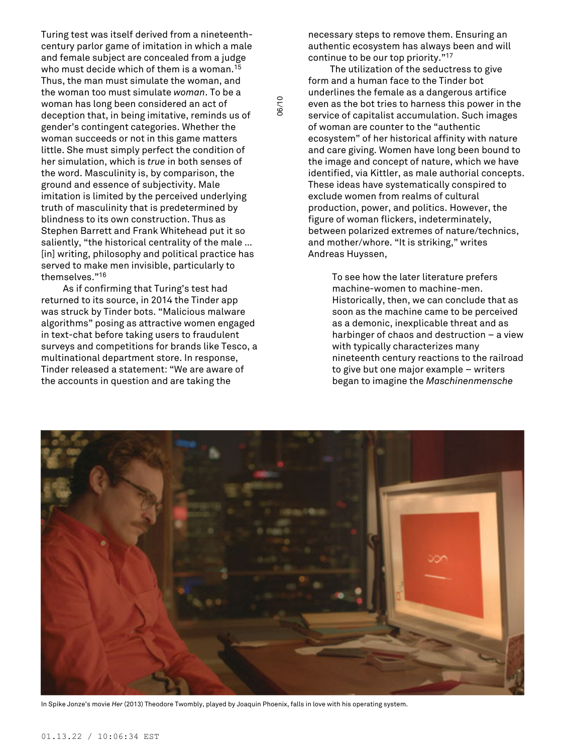Turing test was itself derived from a nineteenth-century parlor game of imitation in which a male and female subject are concealed from a judge who must decide which of them is a woman.[15] Thus, the man must simulate the woman, and the woman too must simulate *woman*. To be a woman has long been considered an act of deception that, in being imitative, reminds us of gender's contingent categories. Whether the woman succeeds or not in this game matters little. She must simply perfect the condition of her simulation, which is *true* in both senses of the word. Masculinity is, by comparison, the ground and essence of subjectivity. Male imitation is limited by the perceived underlying truth of masculinity that is predetermined by blindness to its own construction. Thus as Stephen Barrett and Frank Whitehead put it so saliently, "the historical centrality of the male … [in] writing, philosophy and political practice has served to make men invisible, particularly to themselves."[16]

As if confirming that Turing's test had returned to its source, in 2014 the Tinder app was struck by Tinder bots. "Malicious malware algorithms" posing as attractive women engaged in text-chat before taking users to fraudulent surveys and competitions for brands like Tesco, a multinational department store. In response, Tinder released a statement: "We are aware of the accounts in question and are taking the necessary steps to remove them. Ensuring an authentic ecosystem has always been and will continue to be our top priority."[17]

The utilization of the seductress to give form and a human face to the Tinder bot underlines the female as a dangerous artifice even as the bot tries to harness this power in the service of capitalist accumulation. Such images of woman are counter to the "authentic ecosystem" of her historical affinity with nature and care giving. Women have long been bound to the image and concept of nature, which we have identified, via Kittler, as male authorial concepts. These ideas have systematically conspired to exclude women from realms of cultural production, power, and politics. However, the figure of woman flickers, indeterminately, between polarized extremes of nature/technics, and mother/whore. "It is striking," writes Andreas Huyssen,

> To see how the later literature prefers machine-women to machine-men. Historically, then, we can conclude that as soon as the machine came to be perceived as a demonic, inexplicable threat and as harbinger of chaos and destruction – a view with typically characterizes many nineteenth century reactions to the railroad to give but one major example – writers began to imagine the *Maschinenmensche*

In Spike Jonze's movie *Her* (2013) Theodore Twombly, played by Joaquin Phoenix, falls in love with his operating system.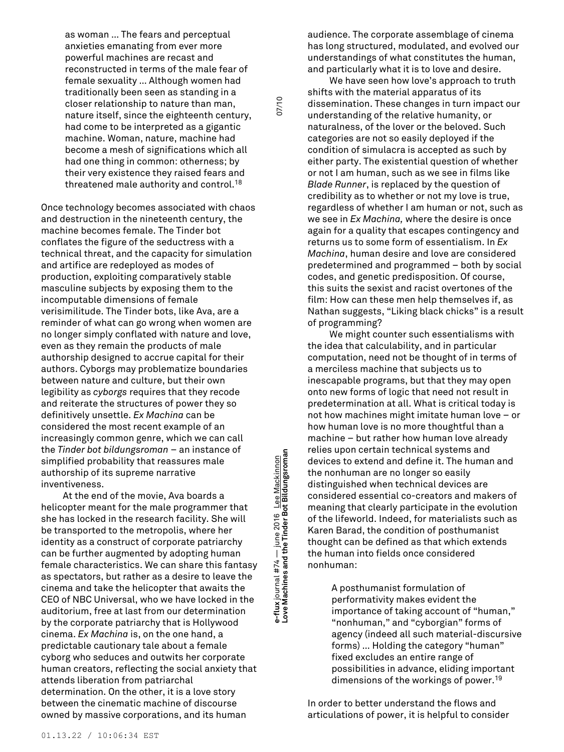> as woman … The fears and perceptual anxieties emanating from ever more powerful machines are recast and reconstructed in terms of the male fear of female sexuality … Although women had traditionally been seen as standing in a closer relationship to nature than man, nature itself, since the eighteenth century, had come to be interpreted as a gigantic machine. Woman, nature, machine had become a mesh of significations which all had one thing in common: otherness; by their very existence they raised fears and threatened male authority and control.[18]

Once technology becomes associated with chaos and destruction in the nineteenth century, the machine becomes female. The Tinder bot conflates the figure of the seductress with a technical threat, and the capacity for simulation and artifice are redeployed as modes of production, exploiting comparatively stable masculine subjects by exposing them to the incomputable dimensions of female verisimilitude. The Tinder bots, like Ava, are a reminder of what can go wrong when women are no longer simply conflated with nature and love, even as they remain the products of male authorship designed to accrue capital for their authors. Cyborgs may problematize boundaries between nature and culture, but their own legibility as *cyborgs* requires that they recode and reiterate the structures of power they so definitively unsettle. *Ex Machina* can be considered the most recent example of an increasingly common genre, which we can call the *Tinder bot bildungsroman* – an instance of simplified probability that reassures male authorship of its supreme narrative inventiveness.

At the end of the movie, Ava boards a helicopter meant for the male programmer that she has locked in the research facility. She will be transported to the metropolis, where her identity as a construct of corporate patriarchy can be further augmented by adopting human female characteristics. We can share this fantasy as spectators, but rather as a desire to leave the cinema and take the helicopter that awaits the CEO of NBC Universal, who we have locked in the auditorium, free at last from our determination by the corporate patriarchy that is Hollywood cinema. *Ex Machina* is, on the one hand, a predictable cautionary tale about a female cyborg who seduces and outwits her corporate human creators, reflecting the social anxiety that attends liberation from patriarchal determination. On the other, it is a love story between the cinematic machine of discourse owned by massive corporations, and its human audience. The corporate assemblage of cinema has long structured, modulated, and evolved our understandings of what constitutes the human, and particularly what it is to love and desire.

We have seen how love's approach to truth shifts with the material apparatus of its dissemination. These changes in turn impact our understanding of the relative humanity, or naturalness, of the lover or the beloved. Such categories are not so easily deployed if the condition of simulacra is accepted as such by either party. The existential question of whether or not I am human, such as we see in films like *Blade Runner*, is replaced by the question of credibility as to whether or not my love is true, regardless of whether I am human or not, such as we see in *Ex Machina,* where the desire is once again for a quality that escapes contingency and returns us to some form of essentialism. In *Ex Machina*, human desire and love are considered predetermined and programmed – both by social codes, and genetic predisposition. Of course, this suits the sexist and racist overtones of the film: How can these men help themselves if, as Nathan suggests, "Liking black chicks" is a result of programming?

We might counter such essentialisms with the idea that calculability, and in particular computation, need not be thought of in terms of a merciless machine that subjects us to inescapable programs, but that they may open onto new forms of logic that need not result in predetermination at all. What is critical today is not how machines might imitate human love – or how human love is no more thoughtful than a machine – but rather how human love already relies upon certain technical systems and devices to extend and define it. The human and the nonhuman are no longer so easily distinguished when technical devices are considered essential co-creators and makers of meaning that clearly participate in the evolution of the lifeworld. Indeed, for materialists such as Karen Barad, the condition of posthumanist thought can be defined as that which extends the human into fields once considered nonhuman:

> A posthumanist formulation of performativity makes evident the importance of taking account of "human," "nonhuman," and "cyborgian" forms of agency (indeed all such material-discursive forms) … Holding the category "human" fixed excludes an entire range of possibilities in advance, eliding important dimensions of the workings of power.[19]

In order to better understand the flows and articulations of power, it is helpful to consider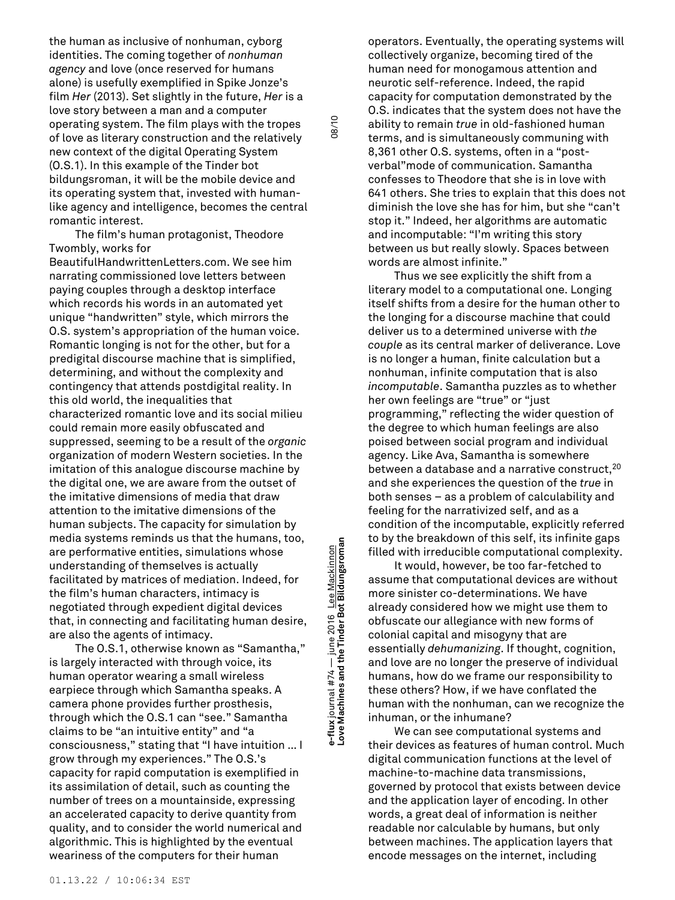the human as inclusive of nonhuman, cyborg identities. The coming together of *nonhuman agency* and love (once reserved for humans alone) is usefully exemplified in Spike Jonze's film *Her* (2013). Set slightly in the future, *Her* is a love story between a man and a computer operating system. The film plays with the tropes of love as literary construction and the relatively new context of the digital Operating System (O.S.1). In this example of the Tinder bot bildungsroman, it will be the mobile device and its operating system that, invested with human-like agency and intelligence, becomes the central romantic interest.

The film's human protagonist, Theodore Twombly, works for BeautifulHandwrittenLetters.com. We see him narrating commissioned love letters between paying couples through a desktop interface which records his words in an automated yet unique "handwritten" style, which mirrors the O.S. system's appropriation of the human voice. Romantic longing is not for the other, but for a predigital discourse machine that is simplified, determining, and without the complexity and contingency that attends postdigital reality. In this old world, the inequalities that characterized romantic love and its social milieu could remain more easily obfuscated and suppressed, seeming to be a result of the *organic* organization of modern Western societies. In the imitation of this analogue discourse machine by the digital one, we are aware from the outset of the imitative dimensions of media that draw attention to the imitative dimensions of the human subjects. The capacity for simulation by media systems reminds us that the humans, too, are performative entities, simulations whose understanding of themselves is actually facilitated by matrices of mediation. Indeed, for the film's human characters, intimacy is negotiated through expedient digital devices that, in connecting and facilitating human desire, are also the agents of intimacy.

The O.S.1, otherwise known as "Samantha," is largely interacted with through voice, its human operator wearing a small wireless earpiece through which Samantha speaks. A camera phone provides further prosthesis, through which the O.S.1 can "see." Samantha claims to be "an intuitive entity" and "a consciousness," stating that "I have intuition … I grow through my experiences." The O.S.'s capacity for rapid computation is exemplified in its assimilation of detail, such as counting the number of trees on a mountainside, expressing an accelerated capacity to derive quantity from quality, and to consider the world numerical and algorithmic. This is highlighted by the eventual weariness of the computers for their human operators. Eventually, the operating systems will collectively organize, becoming tired of the human need for monogamous attention and neurotic self-reference. Indeed, the rapid capacity for computation demonstrated by the O.S. indicates that the system does not have the ability to remain *true* in old-fashioned human terms, and is simultaneously communing with 8,361 other O.S. systems, often in a "post-verbal"mode of communication. Samantha confesses to Theodore that she is in love with 641 others. She tries to explain that this does not diminish the love she has for him, but she "can't stop it." Indeed, her algorithms are automatic and incomputable: "I'm writing this story between us but really slowly. Spaces between words are almost infinite."

Thus we see explicitly the shift from a literary model to a computational one. Longing itself shifts from a desire for the human other to the longing for a discourse machine that could deliver us to a determined universe with *the couple* as its central marker of deliverance. Love is no longer a human, finite calculation but a nonhuman, infinite computation that is also *incomputable*. Samantha puzzles as to whether her own feelings are "true" or "just programming," reflecting the wider question of the degree to which human feelings are also poised between social program and individual agency. Like Ava, Samantha is somewhere between a database and a narrative construct,[20] and she experiences the question of the *true* in both senses – as a problem of calculability and feeling for the narrativized self, and as a condition of the incomputable, explicitly referred to by the breakdown of this self, its infinite gaps filled with irreducible computational complexity.

It would, however, be too far-fetched to assume that computational devices are without more sinister co-determinations. We have already considered how we might use them to obfuscate our allegiance with new forms of colonial capital and misogyny that are essentially *dehumanizing*. If thought, cognition, and love are no longer the preserve of individual humans, how do we frame our responsibility to these others? How, if we have conflated the human with the nonhuman, can we recognize the inhuman, or the inhumane?

We can see computational systems and their devices as features of human control. Much digital communication functions at the level of machine-to-machine data transmissions, governed by protocol that exists between device and the application layer of encoding. In other words, a great deal of information is neither readable nor calculable by humans, but only between machines. The application layers that encode messages on the internet, including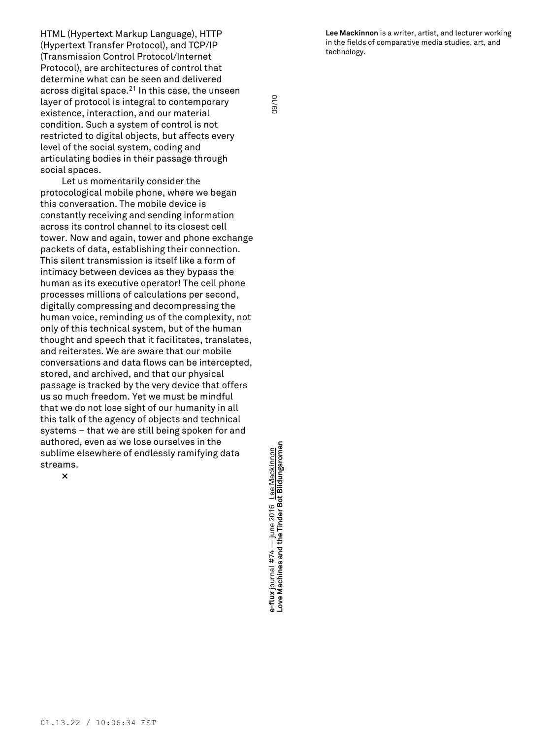HTML (Hypertext Markup Language), HTTP (Hypertext Transfer Protocol), and TCP/IP (Transmission Control Protocol/Internet Protocol), are architectures of control that determine what can be seen and delivered across digital space.[21] In this case, the unseen layer of protocol is integral to contemporary existence, interaction, and our material condition. Such a system of control is not restricted to digital objects, but affects every level of the social system, coding and articulating bodies in their passage through social spaces.

Let us momentarily consider the protocological mobile phone, where we began this conversation. The mobile device is constantly receiving and sending information across its control channel to its closest cell tower. Now and again, tower and phone exchange packets of data, establishing their connection. This silent transmission is itself like a form of intimacy between devices as they bypass the human as its executive operator! The cell phone processes millions of calculations per second, digitally compressing and decompressing the human voice, reminding us of the complexity, not only of this technical system, but of the human thought and speech that it facilitates, translates, and reiterates. We are aware that our mobile conversations and data flows can be intercepted, stored, and archived, and that our physical passage is tracked by the very device that offers us so much freedom. Yet we must be mindful that we do not lose sight of our humanity in all this talk of the agency of objects and technical systems – that we are still being spoken for and authored, even as we lose ourselves in the sublime elsewhere of endlessly ramifying data streams.

×

**Lee Mackinnon** is a writer, artist, and lecturer working in the fields of comparative media studies, art, and technology.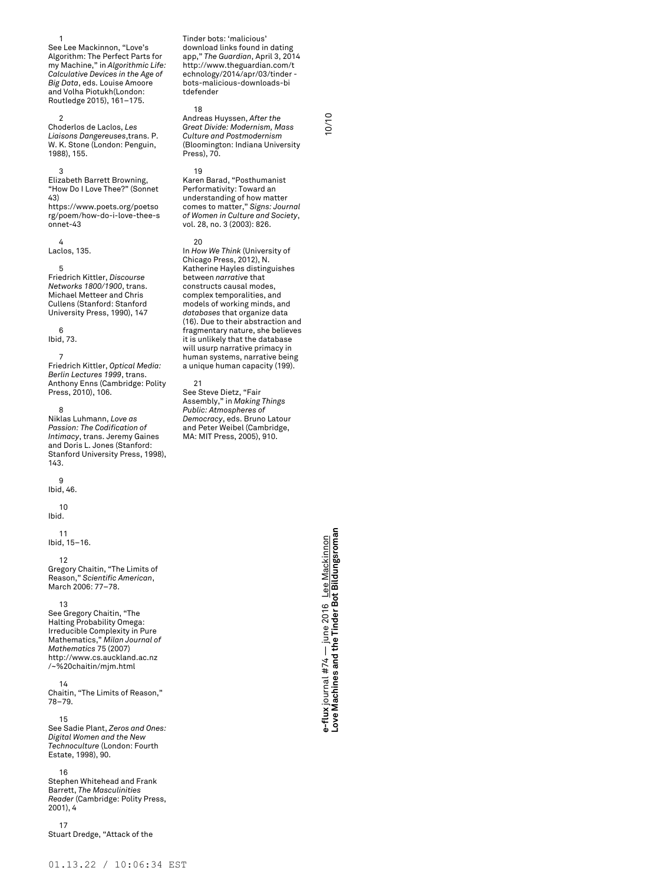1
See Lee Mackinnon, "Love's Algorithm: The Perfect Parts for my Machine," in *Algorithmic Life: Calculative Devices in the Age of Big Data*, eds. Louise Amoore and Volha Piotukh(London: Routledge 2015), 161–175.

2
Choderlos de Laclos, *Les Liaisons Dangereuses*,trans. P. W. K. Stone (London: Penguin, 1988), 155.

3
Elizabeth Barrett Browning, "How Do I Love Thee?" (Sonnet 43) https://www.poets.org/poetsorg/poem/how-do-i-love-thee-sonnet-43

4
Laclos, 135.

5
Friedrich Kittler, *Discourse Networks 1800/1900*, trans. Michael Metteer and Chris Cullens (Stanford: Stanford University Press, 1990), 147

6
Ibid, 73.

7
Friedrich Kittler, *Optical Media: Berlin Lectures 1999*, trans. Anthony Enns (Cambridge: Polity Press, 2010), 106.

8
Niklas Luhmann, *Love as Passion: The Codification of Intimacy*, trans. Jeremy Gaines and Doris L. Jones (Stanford: Stanford University Press, 1998), 143.

9
Ibid, 46.

10
Ibid.

11
Ibid, 15–16.

12
Gregory Chaitin, "The Limits of Reason," *Scientific American*, March 2006: 77–78.

13
See Gregory Chaitin, "The Halting Probability Omega: Irreducible Complexity in Pure Mathematics," *Milan Journal of Mathematics* 75 (2007) http://www.cs.auckland.ac.nz/~%20chaitin/mjm.html

14
Chaitin, "The Limits of Reason," 78–79.

15
See Sadie Plant, *Zeros and Ones: Digital Women and the New Technoculture* (London: Fourth Estate, 1998), 90.

16
Stephen Whitehead and Frank Barrett, *The Masculinities Reader* (Cambridge: Polity Press, 2001), 4

17
Stuart Dredge, "Attack of the Tinder bots: 'malicious' download links found in dating app," *The Guardian*, April 3, 2014 http://www.theguardian.com/technology/2014/apr/03/tinder-bots-malicious-downloads-bitdefender

18
Andreas Huyssen, *After the Great Divide: Modernism, Mass Culture and Postmodernism* (Bloomington: Indiana University Press), 70.

19
Karen Barad, "Posthumanist Performativity: Toward an understanding of how matter comes to matter," *Signs: Journal of Women in Culture and Society*, vol. 28, no. 3 (2003): 826.

20
In *How We Think* (University of Chicago Press, 2012), N. Katherine Hayles distinguishes between *narrative* that constructs causal modes, complex temporalities, and models of working minds, and *databases* that organize data (16). Due to their abstraction and fragmentary nature, she believes it is unlikely that the database will usurp narrative primacy in human systems, narrative being a unique human capacity (199).

21
See Steve Dietz, "Fair Assembly," in *Making Things Public: Atmospheres of Democracy*, eds. Bruno Latour and Peter Weibel (Cambridge, MA: MIT Press, 2005), 910.